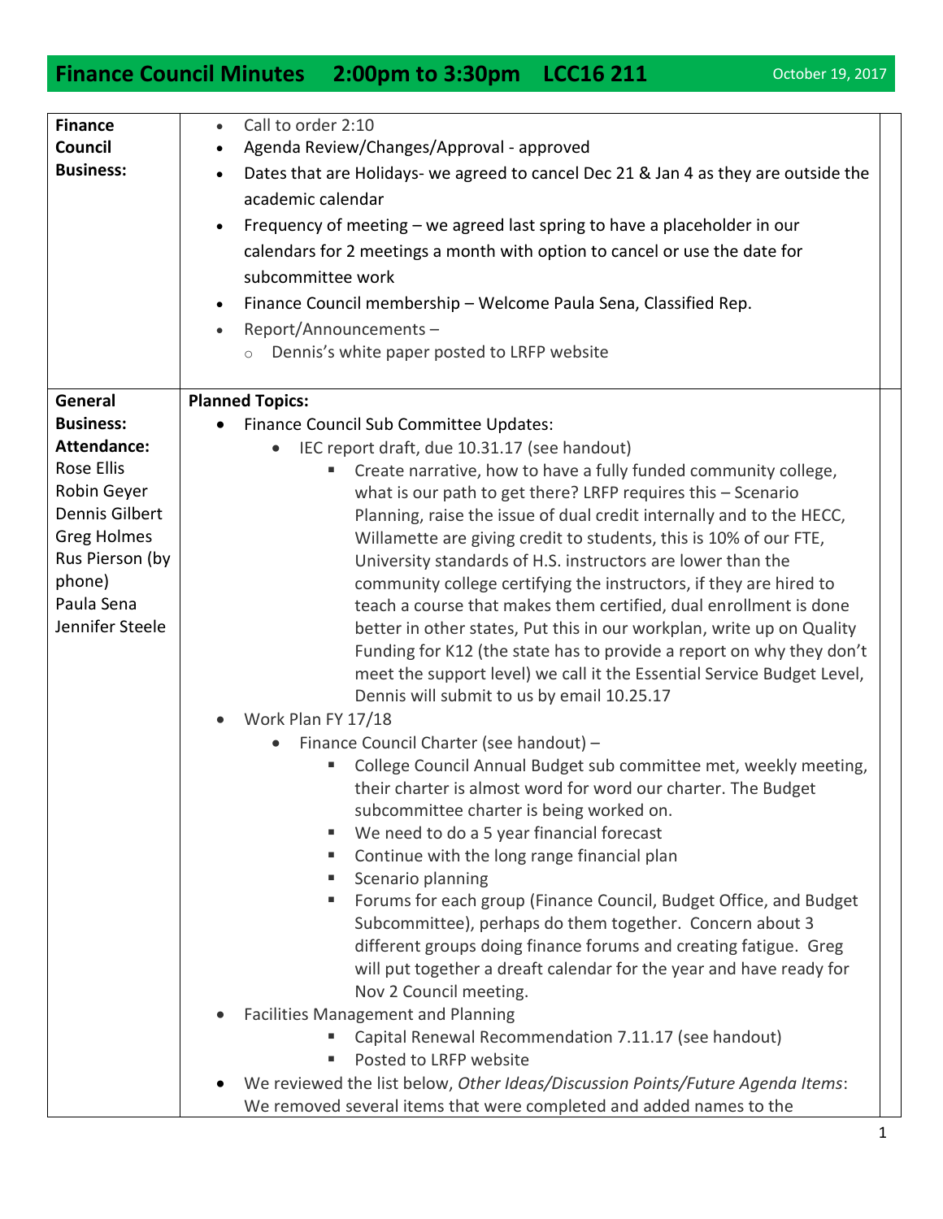# Finance Council Minutes 2:00pm to 3:30pm LCC16 211

October 19, 2017

| | |
|---|---|
| **Finance Council Business:** | • Call to order 2:10<br>• Agenda Review/Changes/Approval - approved<br>• Dates that are Holidays- we agreed to cancel Dec 21 & Jan 4 as they are outside the academic calendar<br>• Frequency of meeting – we agreed last spring to have a placeholder in our calendars for 2 meetings a month with option to cancel or use the date for subcommittee work<br>• Finance Council membership – Welcome Paula Sena, Classified Rep.<br>• Report/Announcements –<br>  ○ Dennis's white paper posted to LRFP website |
| **General Business:**<br>**Attendance:**<br>Rose Ellis<br>Robin Geyer<br>Dennis Gilbert<br>Greg Holmes<br>Rus Pierson (by phone)<br>Paula Sena<br>Jennifer Steele | **Planned Topics:**<br>• Finance Council Sub Committee Updates:<br>  • IEC report draft, due 10.31.17 (see handout)<br>    ▪ Create narrative, how to have a fully funded community college, what is our path to get there? LRFP requires this – Scenario Planning, raise the issue of dual credit internally and to the HECC, Willamette are giving credit to students, this is 10% of our FTE, University standards of H.S. instructors are lower than the community college certifying the instructors, if they are hired to teach a course that makes them certified, dual enrollment is done better in other states, Put this in our workplan, write up on Quality Funding for K12 (the state has to provide a report on why they don't meet the support level) we call it the Essential Service Budget Level, Dennis will submit to us by email 10.25.17<br>• Work Plan FY 17/18<br>  • Finance Council Charter (see handout) –<br>    ▪ College Council Annual Budget sub committee met, weekly meeting, their charter is almost word for word our charter. The Budget subcommittee charter is being worked on.<br>    ▪ We need to do a 5 year financial forecast<br>    ▪ Continue with the long range financial plan<br>    ▪ Scenario planning<br>    ▪ Forums for each group (Finance Council, Budget Office, and Budget Subcommittee), perhaps do them together. Concern about 3 different groups doing finance forums and creating fatigue. Greg will put together a dreaft calendar for the year and have ready for Nov 2 Council meeting.<br>• Facilities Management and Planning<br>    ▪ Capital Renewal Recommendation 7.11.17 (see handout)<br>    ▪ Posted to LRFP website<br>• We reviewed the list below, *Other Ideas/Discussion Points/Future Agenda Items*: We removed several items that were completed and added names to the |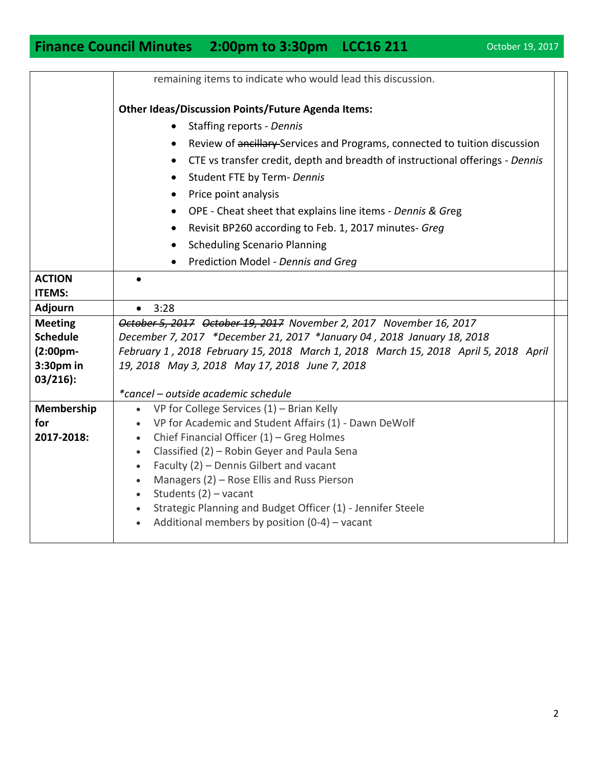# Finance Council Minutes 2:00pm to 3:30pm LCC16 211

October 19, 2017

| | |
|---|---|
| | remaining items to indicate who would lead this discussion.<br><br>**Other Ideas/Discussion Points/Future Agenda Items:**<br>• Staffing reports - *Dennis*<br>• Review of ~~ancillary~~ Services and Programs, connected to tuition discussion<br>• CTE vs transfer credit, depth and breadth of instructional offerings - *Dennis*<br>• Student FTE by Term- *Dennis*<br>• Price point analysis<br>• OPE - Cheat sheet that explains line items - *Dennis & Gr*eg<br>• Revisit BP260 according to Feb. 1, 2017 minutes- *Greg*<br>• Scheduling Scenario Planning<br>• Prediction Model - *Dennis and Greg* |
| **ACTION ITEMS:** | • |
| **Adjourn** | • 3:28 |
| **Meeting Schedule (2:00pm-3:30pm in 03/216):** | *~~October 5, 2017~~ ~~October 19, 2017~~ November 2, 2017 November 16, 2017 December 7, 2017 \*December 21, 2017 \*January 04 , 2018 January 18, 2018 February 1 , 2018 February 15, 2018 March 1, 2018 March 15, 2018 April 5, 2018 April 19, 2018 May 3, 2018 May 17, 2018 June 7, 2018*<br><br>*\*cancel – outside academic schedule* |
| **Membership for 2017-2018:** | • VP for College Services (1) – Brian Kelly<br>• VP for Academic and Student Affairs (1) - Dawn DeWolf<br>• Chief Financial Officer (1) – Greg Holmes<br>• Classified (2) – Robin Geyer and Paula Sena<br>• Faculty (2) – Dennis Gilbert and vacant<br>• Managers (2) – Rose Ellis and Russ Pierson<br>• Students (2) – vacant<br>• Strategic Planning and Budget Officer (1) - Jennifer Steele<br>• Additional members by position (0-4) – vacant |